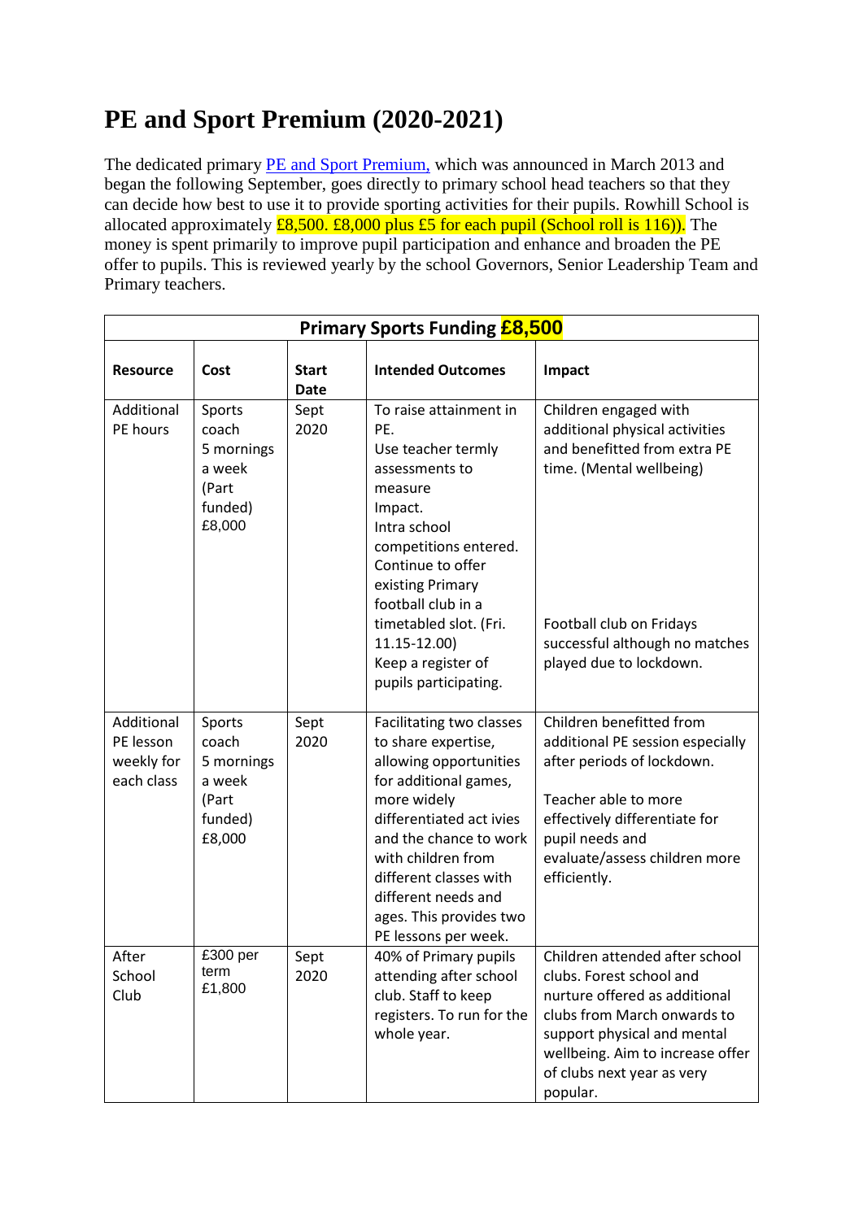# PE and Sport Premium (2020-2021)

The dedicated primary PE and Sport Premium, which was announced in March 2013 and began the following September, goes directly to primary school head teachers so that they can decide how best to use it to provide sporting activities for their pupils. Rowhill School is allocated approximately £8,500. £8,000 plus £5 for each pupil (School roll is 116)). The money is spent primarily to improve pupil participation and enhance and broaden the PE offer to pupils. This is reviewed yearly by the school Governors, Senior Leadership Team and Primary teachers.

| **Primary Sports Funding £8,500** | | | | |
|---|---|---|---|---|
| **Resource** | **Cost** | **Start Date** | **Intended Outcomes** | **Impact** |
| Additional PE hours | Sports coach 5 mornings a week (Part funded) £8,000 | Sept 2020 | To raise attainment in PE.<br>Use teacher termly assessments to measure Impact.<br>Intra school competitions entered.<br>Continue to offer existing Primary football club in a timetabled slot. (Fri. 11.15-12.00)<br>Keep a register of pupils participating. | Children engaged with additional physical activities and benefitted from extra PE time. (Mental wellbeing)<br><br>Football club on Fridays successful although no matches played due to lockdown. |
| Additional PE lesson weekly for each class | Sports coach 5 mornings a week (Part funded) £8,000 | Sept 2020 | Facilitating two classes to share expertise, allowing opportunities for additional games, more widely differentiated act ivies and the chance to work with children from different classes with different needs and ages. This provides two PE lessons per week. | Children benefitted from additional PE session especially after periods of lockdown.<br><br>Teacher able to more effectively differentiate for pupil needs and evaluate/assess children more efficiently. |
| After School Club | £300 per term £1,800 | Sept 2020 | 40% of Primary pupils attending after school club. Staff to keep registers. To run for the whole year. | Children attended after school clubs. Forest school and nurture offered as additional clubs from March onwards to support physical and mental wellbeing. Aim to increase offer of clubs next year as very popular. |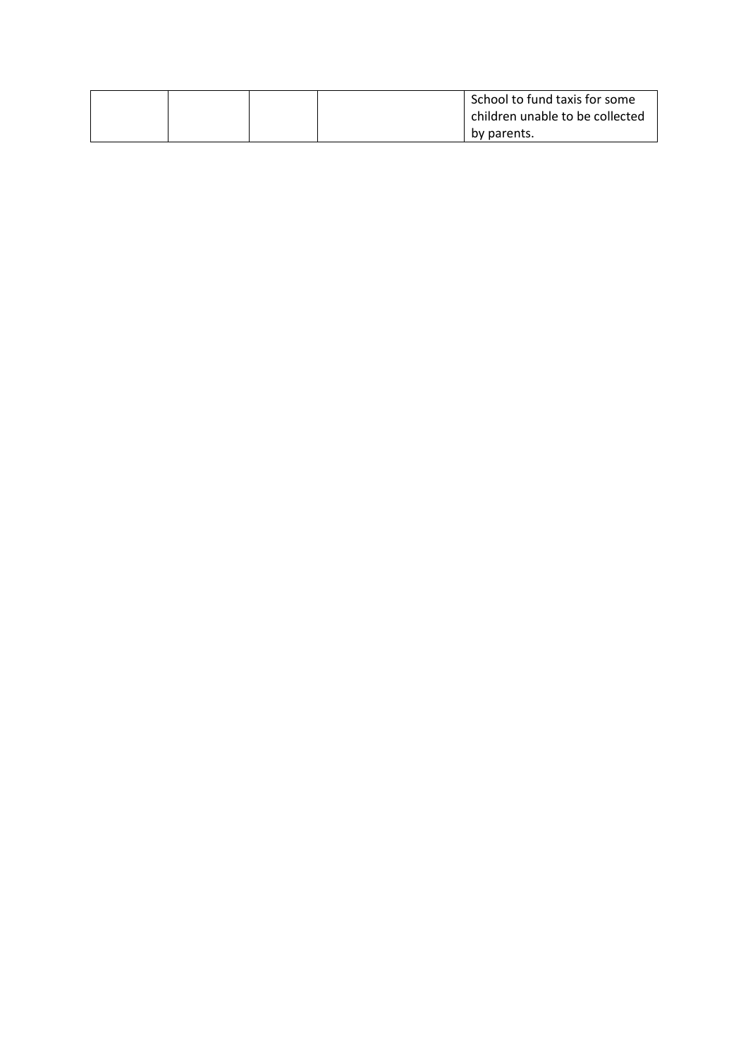| | | | | |
|---|---|---|---|---|
| | | | | School to fund taxis for some children unable to be collected by parents. |